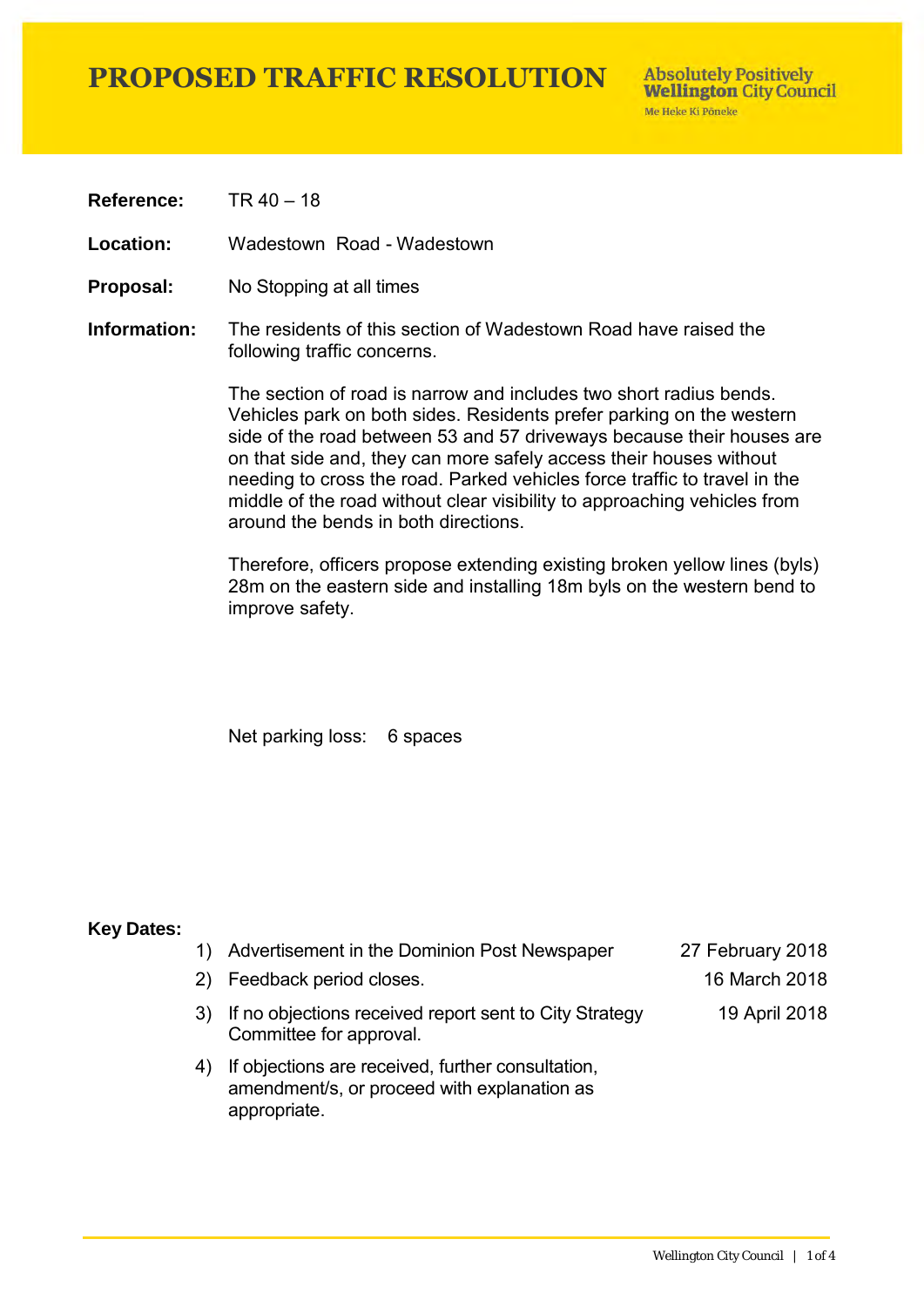# PROPOSED TRAFFIC RESOLUTION

**Absolutely Positively Wellington City Council**
Me Heke Ki Pōneke

**Reference:** TR 40 – 18

**Location:** Wadestown Road - Wadestown

**Proposal:** No Stopping at all times

**Information:** The residents of this section of Wadestown Road have raised the following traffic concerns.

The section of road is narrow and includes two short radius bends. Vehicles park on both sides. Residents prefer parking on the western side of the road between 53 and 57 driveways because their houses are on that side and, they can more safely access their houses without needing to cross the road. Parked vehicles force traffic to travel in the middle of the road without clear visibility to approaching vehicles from around the bends in both directions.

Therefore, officers propose extending existing broken yellow lines (byls) 28m on the eastern side and installing 18m byls on the western bend to improve safety.

Net parking loss: 6 spaces

**Key Dates:**

| | | |
|---|---|---|
| 1) | Advertisement in the Dominion Post Newspaper | 27 February 2018 |
| 2) | Feedback period closes. | 16 March 2018 |
| 3) | If no objections received report sent to City Strategy Committee for approval. | 19 April 2018 |
| 4) | If objections are received, further consultation, amendment/s, or proceed with explanation as appropriate. | |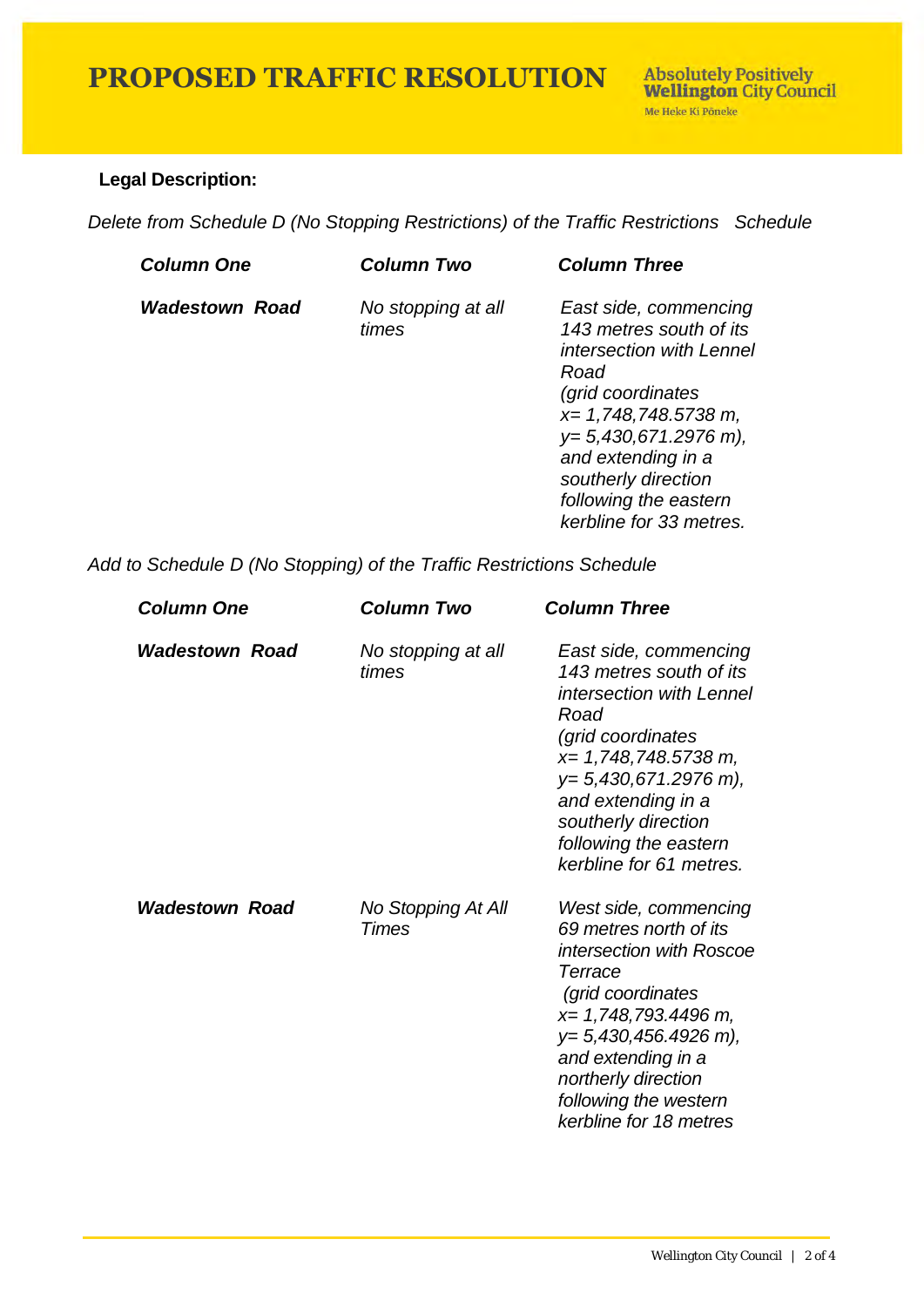# PROPOSED TRAFFIC RESOLUTION

**Legal Description:**

*Delete from Schedule D (No Stopping Restrictions) of the Traffic Restrictions Schedule*

| ***Column One*** | ***Column Two*** | ***Column Three*** |
| --- | --- | --- |
| ***Wadestown Road*** | *No stopping at all times* | *East side, commencing 143 metres south of its intersection with Lennel Road (grid coordinates x= 1,748,748.5738 m, y= 5,430,671.2976 m), and extending in a southerly direction following the eastern kerbline for 33 metres.* |

*Add to Schedule D (No Stopping) of the Traffic Restrictions Schedule*

| ***Column One*** | ***Column Two*** | ***Column Three*** |
| --- | --- | --- |
| ***Wadestown Road*** | *No stopping at all times* | *East side, commencing 143 metres south of its intersection with Lennel Road (grid coordinates x= 1,748,748.5738 m, y= 5,430,671.2976 m), and extending in a southerly direction following the eastern kerbline for 61 metres.* |
| ***Wadestown Road*** | *No Stopping At All Times* | *West side, commencing 69 metres north of its intersection with Roscoe Terrace (grid coordinates x= 1,748,793.4496 m, y= 5,430,456.4926 m), and extending in a northerly direction following the western kerbline for 18 metres* |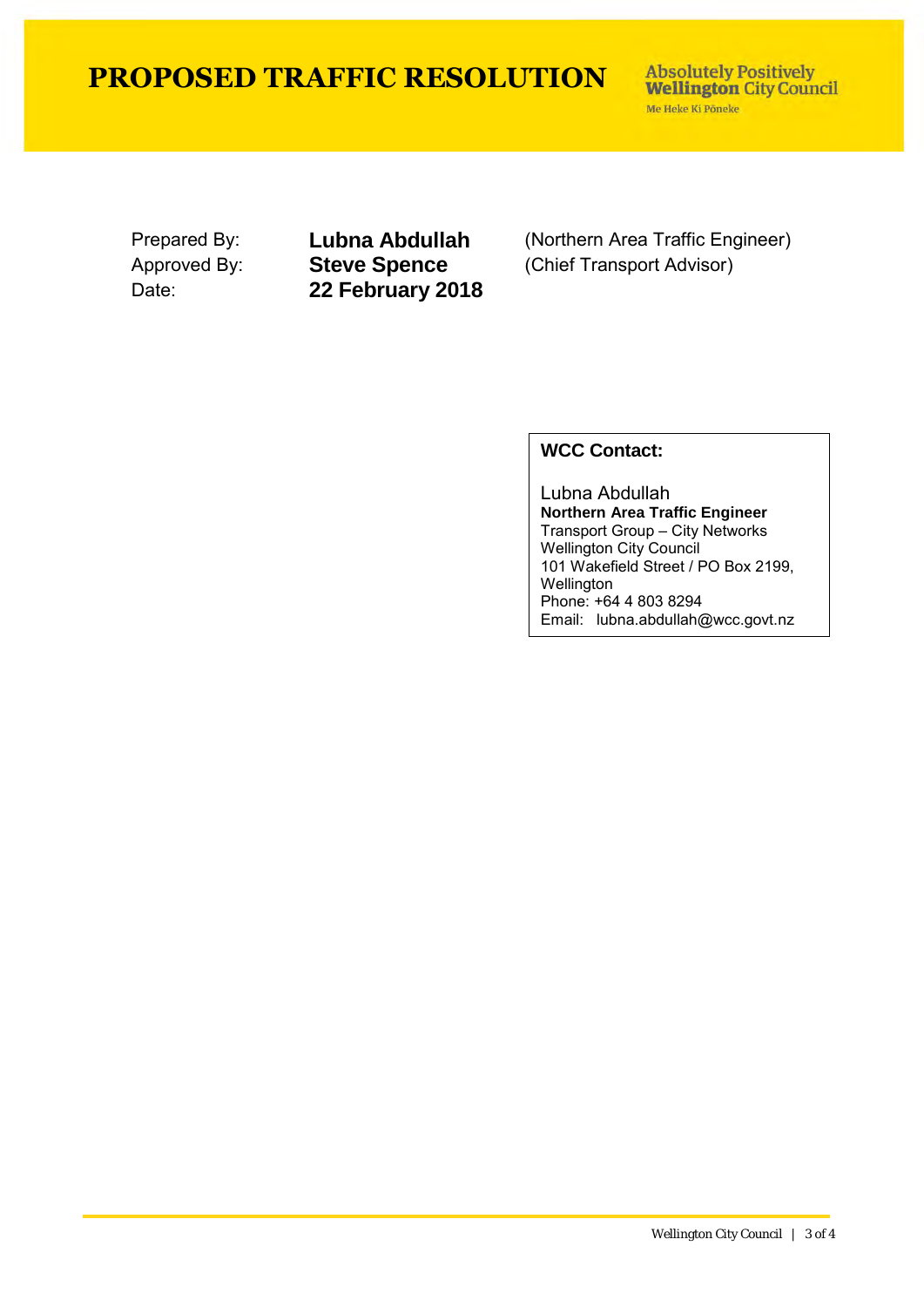# PROPOSED TRAFFIC RESOLUTION

Absolutely Positively **Wellington** City Council
Me Heke Ki Pōneke

| | | |
|---|---|---|
| Prepared By: | **Lubna Abdullah** | (Northern Area Traffic Engineer) |
| Approved By: | **Steve Spence** | (Chief Transport Advisor) |
| Date: | **22 February 2018** | |

**WCC Contact:**

Lubna Abdullah
**Northern Area Traffic Engineer**
Transport Group – City Networks
Wellington City Council
101 Wakefield Street / PO Box 2199, Wellington
Phone: +64 4 803 8294
Email: lubna.abdullah@wcc.govt.nz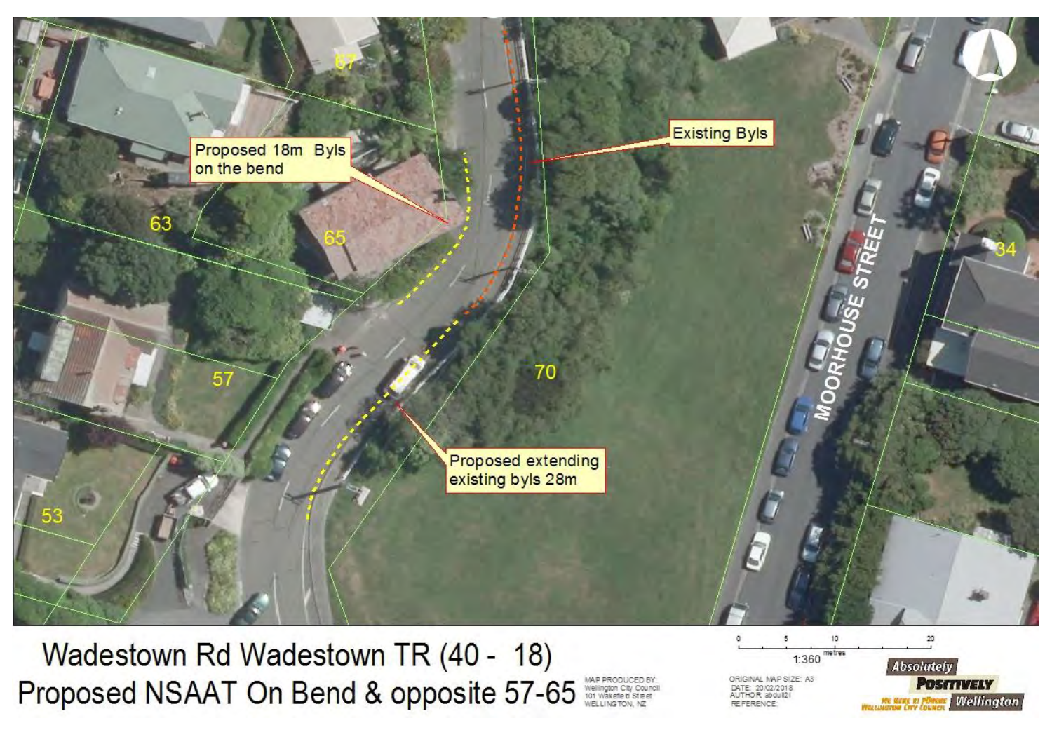Existing Byls

Proposed 18m Byls on the bend

Proposed extending existing byls 28m

67

63

65

57

53

70

34

MOORHOUSE STREET

# Wadestown Rd Wadestown TR (40 - 18)
# Proposed NSAAT On Bend & opposite 57-65

MAP PRODUCED BY:
Wellington City Council
101 Wakefield Street
WELLINGTON, NZ

0 5 10 20
metres
1:360

ORIGINAL MAP SIZE: A3
DATE: 20/02/2018
AUTHOR: abdul21
REFERENCE:

Absolutely Positively Wellington
Me Heke Ki Pōneke
Wellington City Council